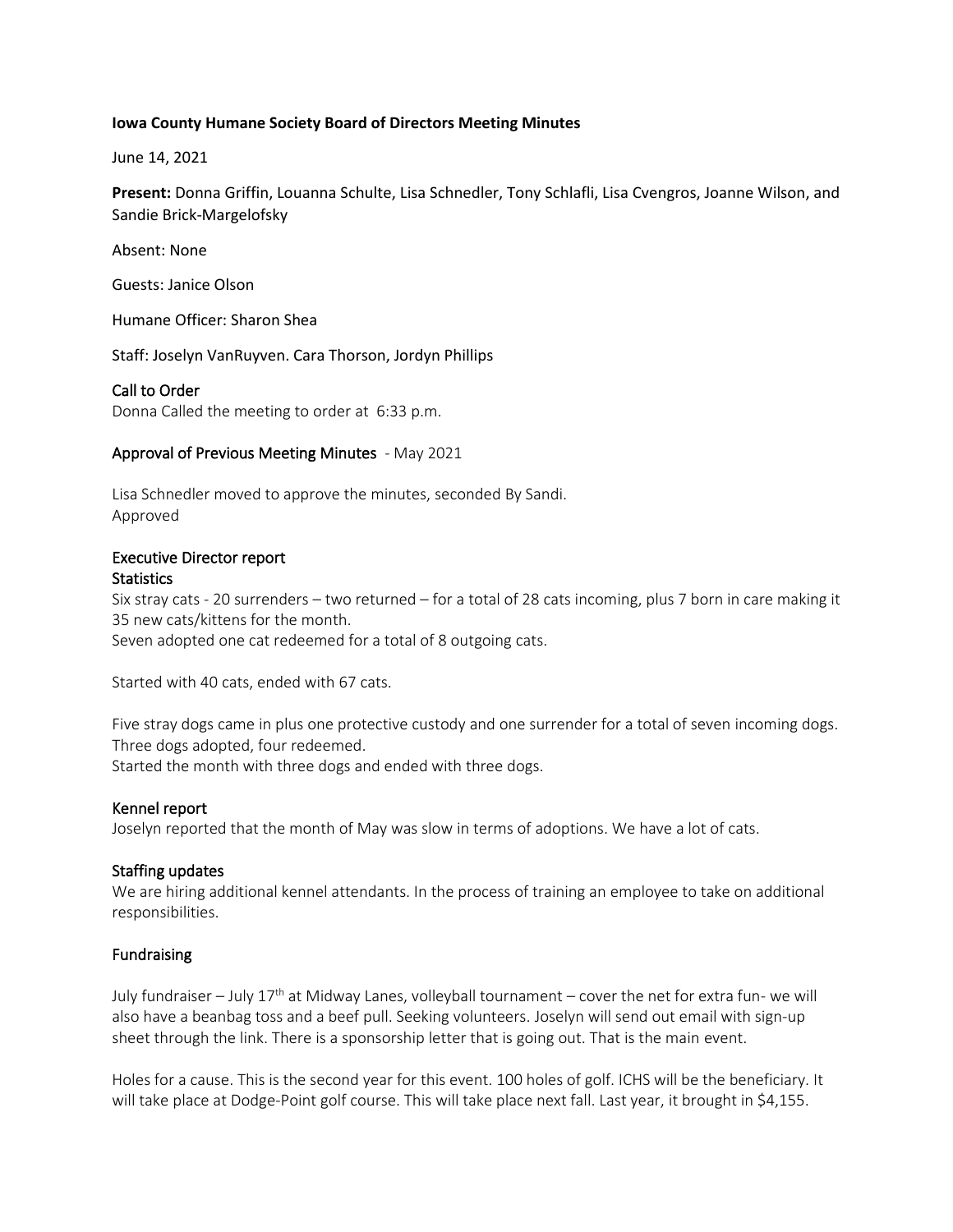**Iowa County Humane Society Board of Directors Meeting Minutes**

June 14, 2021

**Present:** Donna Griffin, Louanna Schulte, Lisa Schnedler, Tony Schlafli, Lisa Cvengros, Joanne Wilson, and Sandie Brick-Margelofsky

Absent: None

Guests: Janice Olson

Humane Officer: Sharon Shea

Staff: Joselyn VanRuyven. Cara Thorson, Jordyn Phillips

## Call to Order

Donna Called the meeting to order at 6:33 p.m.

## Approval of Previous Meeting Minutes - May 2021

Lisa Schnedler moved to approve the minutes, seconded By Sandi.
Approved

## Executive Director report

### Statistics

Six stray cats - 20 surrenders – two returned – for a total of 28 cats incoming, plus 7 born in care making it 35 new cats/kittens for the month.
Seven adopted one cat redeemed for a total of 8 outgoing cats.

Started with 40 cats, ended with 67 cats.

Five stray dogs came in plus one protective custody and one surrender for a total of seven incoming dogs.
Three dogs adopted, four redeemed.
Started the month with three dogs and ended with three dogs.

### Kennel report

Joselyn reported that the month of May was slow in terms of adoptions. We have a lot of cats.

### Staffing updates

We are hiring additional kennel attendants. In the process of training an employee to take on additional responsibilities.

### Fundraising

July fundraiser – July 17th at Midway Lanes, volleyball tournament – cover the net for extra fun- we will also have a beanbag toss and a beef pull. Seeking volunteers. Joselyn will send out email with sign-up sheet through the link. There is a sponsorship letter that is going out. That is the main event.

Holes for a cause. This is the second year for this event. 100 holes of golf. ICHS will be the beneficiary. It will take place at Dodge-Point golf course. This will take place next fall. Last year, it brought in $4,155.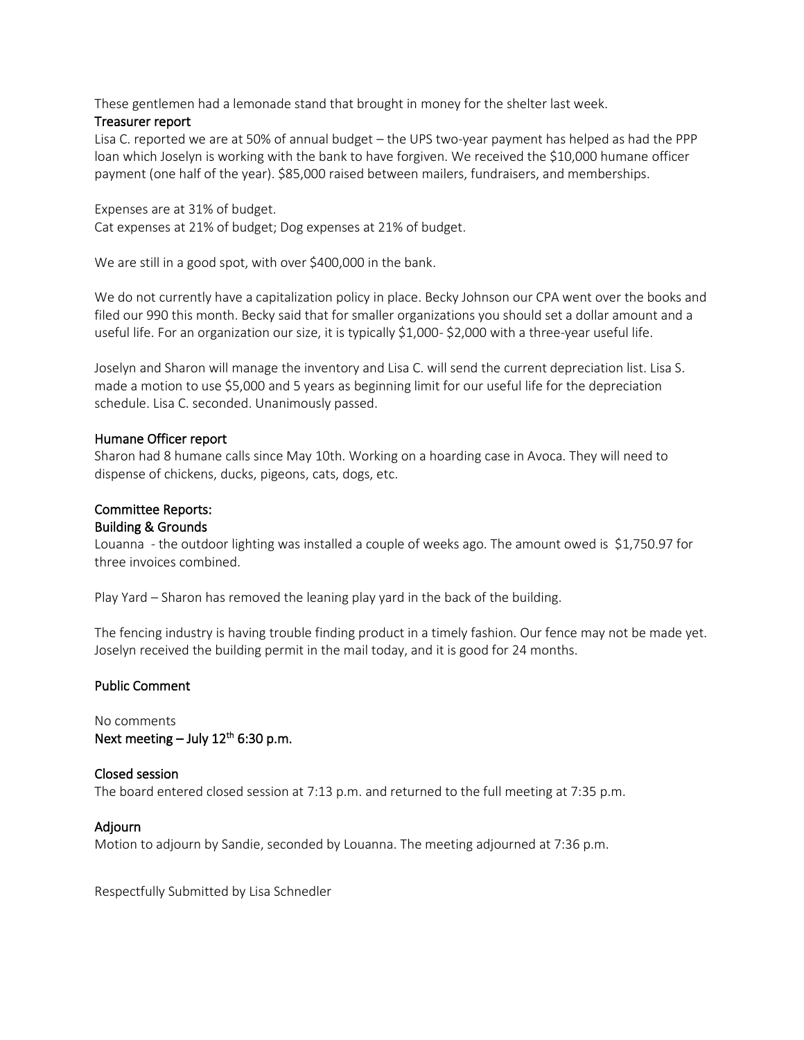These gentlemen had a lemonade stand that brought in money for the shelter last week.

### Treasurer report

Lisa C. reported we are at 50% of annual budget – the UPS two-year payment has helped as had the PPP loan which Joselyn is working with the bank to have forgiven. We received the $10,000 humane officer payment (one half of the year). $85,000 raised between mailers, fundraisers, and memberships.

Expenses are at 31% of budget.
Cat expenses at 21% of budget; Dog expenses at 21% of budget.

We are still in a good spot, with over $400,000 in the bank.

We do not currently have a capitalization policy in place. Becky Johnson our CPA went over the books and filed our 990 this month. Becky said that for smaller organizations you should set a dollar amount and a useful life. For an organization our size, it is typically $1,000- $2,000 with a three-year useful life.

Joselyn and Sharon will manage the inventory and Lisa C. will send the current depreciation list. Lisa S. made a motion to use $5,000 and 5 years as beginning limit for our useful life for the depreciation schedule. Lisa C. seconded. Unanimously passed.

### Humane Officer report

Sharon had 8 humane calls since May 10th. Working on a hoarding case in Avoca. They will need to dispense of chickens, ducks, pigeons, cats, dogs, etc.

### Committee Reports:

### Building & Grounds

Louanna - the outdoor lighting was installed a couple of weeks ago. The amount owed is $1,750.97 for three invoices combined.

Play Yard – Sharon has removed the leaning play yard in the back of the building.

The fencing industry is having trouble finding product in a timely fashion. Our fence may not be made yet. Joselyn received the building permit in the mail today, and it is good for 24 months.

### Public Comment

No comments

**Next meeting – July 12th 6:30 p.m.**

### Closed session

The board entered closed session at 7:13 p.m. and returned to the full meeting at 7:35 p.m.

### Adjourn

Motion to adjourn by Sandie, seconded by Louanna. The meeting adjourned at 7:36 p.m.

Respectfully Submitted by Lisa Schnedler